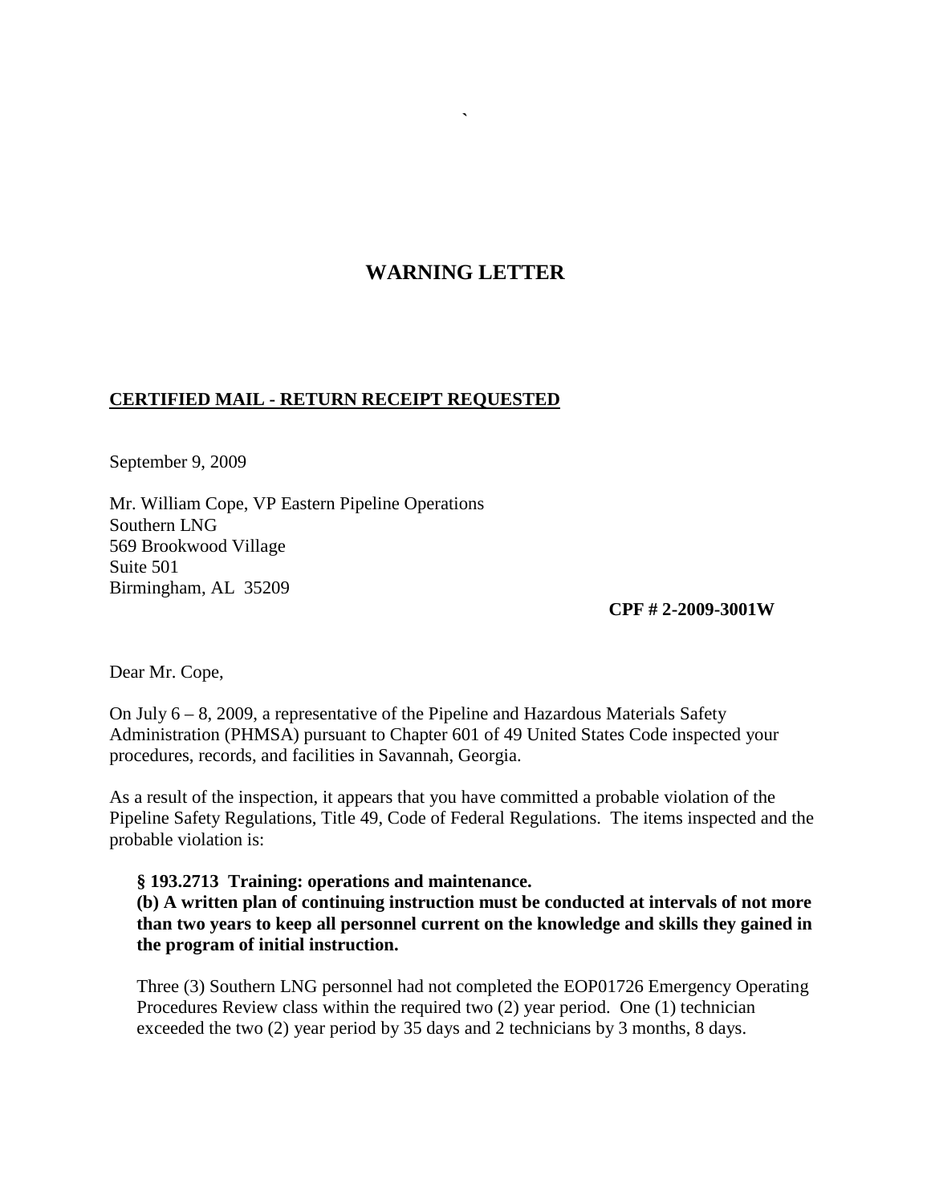# WARNING LETTER

**CERTIFIED MAIL - RETURN RECEIPT REQUESTED**

September 9, 2009

Mr. William Cope, VP Eastern Pipeline Operations
Southern LNG
569 Brookwood Village
Suite 501
Birmingham, AL 35209

**CPF # 2-2009-3001W**

Dear Mr. Cope,

On July 6 – 8, 2009, a representative of the Pipeline and Hazardous Materials Safety Administration (PHMSA) pursuant to Chapter 601 of 49 United States Code inspected your procedures, records, and facilities in Savannah, Georgia.

As a result of the inspection, it appears that you have committed a probable violation of the Pipeline Safety Regulations, Title 49, Code of Federal Regulations. The items inspected and the probable violation is:

**§ 193.2713 Training: operations and maintenance.**
**(b) A written plan of continuing instruction must be conducted at intervals of not more than two years to keep all personnel current on the knowledge and skills they gained in the program of initial instruction.**

Three (3) Southern LNG personnel had not completed the EOP01726 Emergency Operating Procedures Review class within the required two (2) year period. One (1) technician exceeded the two (2) year period by 35 days and 2 technicians by 3 months, 8 days.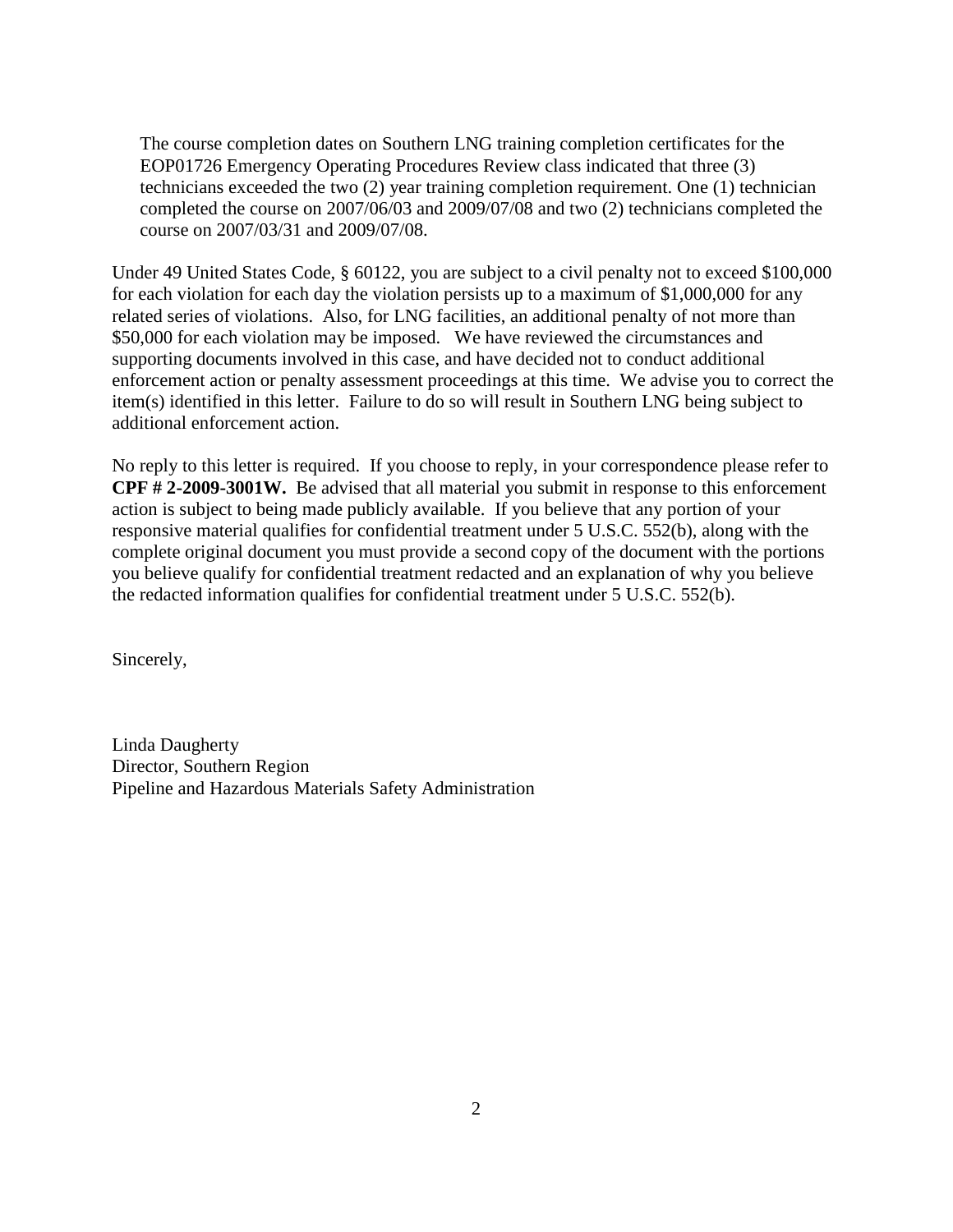The course completion dates on Southern LNG training completion certificates for the EOP01726 Emergency Operating Procedures Review class indicated that three (3) technicians exceeded the two (2) year training completion requirement. One (1) technician completed the course on 2007/06/03 and 2009/07/08 and two (2) technicians completed the course on 2007/03/31 and 2009/07/08.

Under 49 United States Code, § 60122, you are subject to a civil penalty not to exceed $100,000 for each violation for each day the violation persists up to a maximum of $1,000,000 for any related series of violations. Also, for LNG facilities, an additional penalty of not more than $50,000 for each violation may be imposed. We have reviewed the circumstances and supporting documents involved in this case, and have decided not to conduct additional enforcement action or penalty assessment proceedings at this time. We advise you to correct the item(s) identified in this letter. Failure to do so will result in Southern LNG being subject to additional enforcement action.

No reply to this letter is required. If you choose to reply, in your correspondence please refer to **CPF # 2-2009-3001W.** Be advised that all material you submit in response to this enforcement action is subject to being made publicly available. If you believe that any portion of your responsive material qualifies for confidential treatment under 5 U.S.C. 552(b), along with the complete original document you must provide a second copy of the document with the portions you believe qualify for confidential treatment redacted and an explanation of why you believe the redacted information qualifies for confidential treatment under 5 U.S.C. 552(b).

Sincerely,

Linda Daugherty
Director, Southern Region
Pipeline and Hazardous Materials Safety Administration